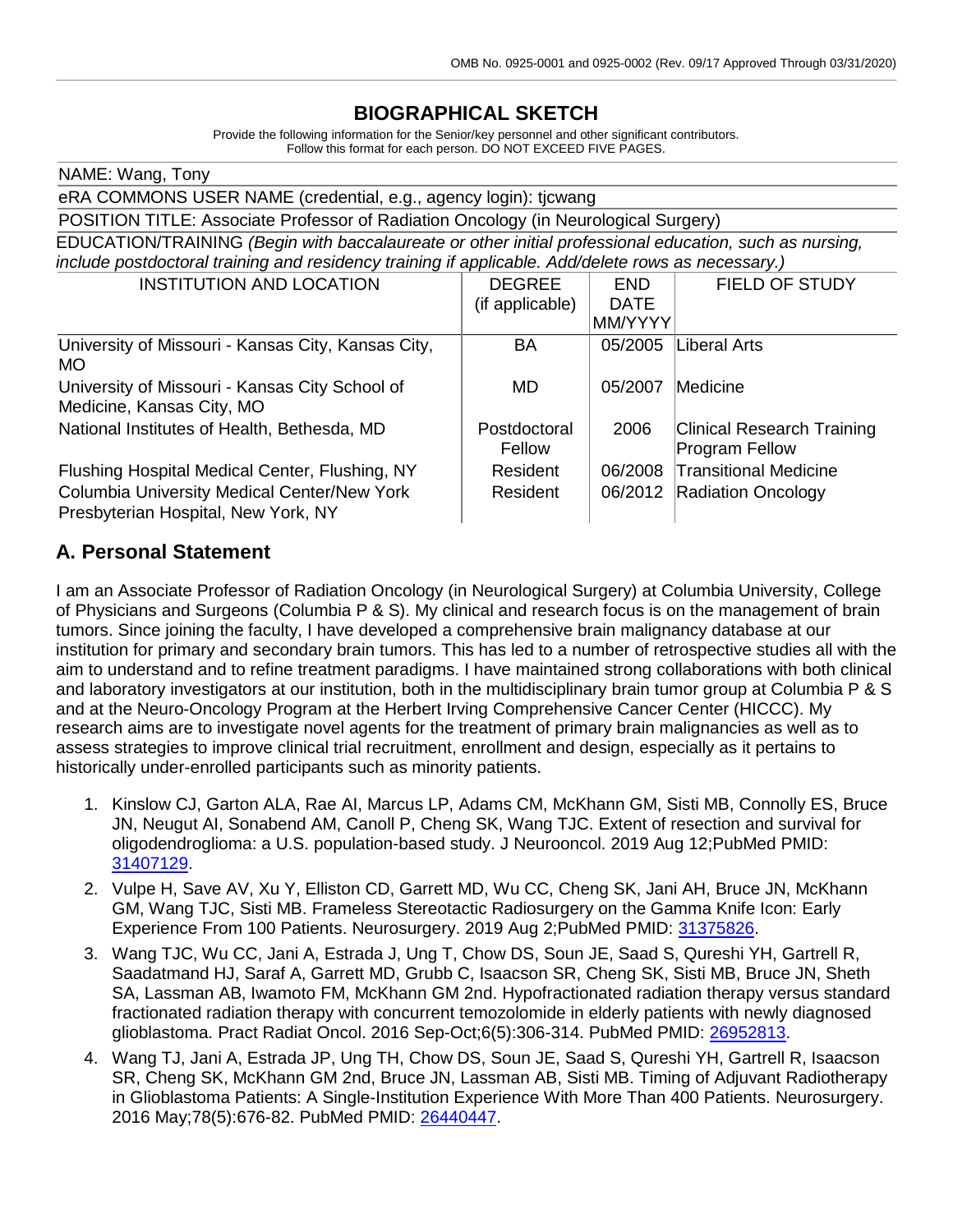OMB No. 0925-0001 and 0925-0002 (Rev. 09/17 Approved Through 03/31/2020)

# BIOGRAPHICAL SKETCH

Provide the following information for the Senior/key personnel and other significant contributors.
Follow this format for each person. DO NOT EXCEED FIVE PAGES.

NAME: Wang, Tony

eRA COMMONS USER NAME (credential, e.g., agency login): tjcwang

POSITION TITLE: Associate Professor of Radiation Oncology (in Neurological Surgery)

EDUCATION/TRAINING *(Begin with baccalaureate or other initial professional education, such as nursing, include postdoctoral training and residency training if applicable. Add/delete rows as necessary.)*

| INSTITUTION AND LOCATION | DEGREE (if applicable) | END DATE MM/YYYY | FIELD OF STUDY |
|---|---|---|---|
| University of Missouri - Kansas City, Kansas City, MO | BA | 05/2005 | Liberal Arts |
| University of Missouri - Kansas City School of Medicine, Kansas City, MO | MD | 05/2007 | Medicine |
| National Institutes of Health, Bethesda, MD | Postdoctoral Fellow | 2006 | Clinical Research Training Program Fellow |
| Flushing Hospital Medical Center, Flushing, NY | Resident | 06/2008 | Transitional Medicine |
| Columbia University Medical Center/New York Presbyterian Hospital, New York, NY | Resident | 06/2012 | Radiation Oncology |

## A. Personal Statement

I am an Associate Professor of Radiation Oncology (in Neurological Surgery) at Columbia University, College of Physicians and Surgeons (Columbia P & S). My clinical and research focus is on the management of brain tumors. Since joining the faculty, I have developed a comprehensive brain malignancy database at our institution for primary and secondary brain tumors. This has led to a number of retrospective studies all with the aim to understand and to refine treatment paradigms. I have maintained strong collaborations with both clinical and laboratory investigators at our institution, both in the multidisciplinary brain tumor group at Columbia P & S and at the Neuro-Oncology Program at the Herbert Irving Comprehensive Cancer Center (HICCC). My research aims are to investigate novel agents for the treatment of primary brain malignancies as well as to assess strategies to improve clinical trial recruitment, enrollment and design, especially as it pertains to historically under-enrolled participants such as minority patients.

1. Kinslow CJ, Garton ALA, Rae AI, Marcus LP, Adams CM, McKhann GM, Sisti MB, Connolly ES, Bruce JN, Neugut AI, Sonabend AM, Canoll P, Cheng SK, Wang TJC. Extent of resection and survival for oligodendroglioma: a U.S. population-based study. J Neurooncol. 2019 Aug 12;PubMed PMID: 31407129.
2. Vulpe H, Save AV, Xu Y, Elliston CD, Garrett MD, Wu CC, Cheng SK, Jani AH, Bruce JN, McKhann GM, Wang TJC, Sisti MB. Frameless Stereotactic Radiosurgery on the Gamma Knife Icon: Early Experience From 100 Patients. Neurosurgery. 2019 Aug 2;PubMed PMID: 31375826.
3. Wang TJC, Wu CC, Jani A, Estrada J, Ung T, Chow DS, Soun JE, Saad S, Qureshi YH, Gartrell R, Saadatmand HJ, Saraf A, Garrett MD, Grubb C, Isaacson SR, Cheng SK, Sisti MB, Bruce JN, Sheth SA, Lassman AB, Iwamoto FM, McKhann GM 2nd. Hypofractionated radiation therapy versus standard fractionated radiation therapy with concurrent temozolomide in elderly patients with newly diagnosed glioblastoma. Pract Radiat Oncol. 2016 Sep-Oct;6(5):306-314. PubMed PMID: 26952813.
4. Wang TJ, Jani A, Estrada JP, Ung TH, Chow DS, Soun JE, Saad S, Qureshi YH, Gartrell R, Isaacson SR, Cheng SK, McKhann GM 2nd, Bruce JN, Lassman AB, Sisti MB. Timing of Adjuvant Radiotherapy in Glioblastoma Patients: A Single-Institution Experience With More Than 400 Patients. Neurosurgery. 2016 May;78(5):676-82. PubMed PMID: 26440447.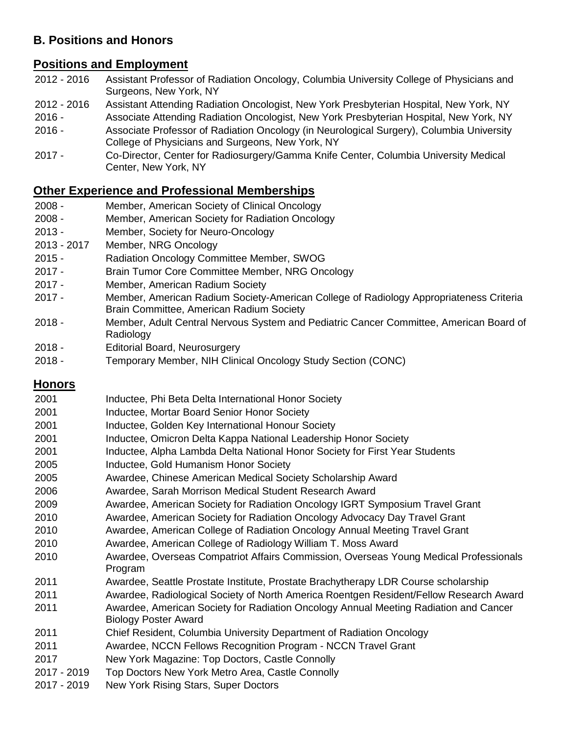## B. Positions and Honors

### Positions and Employment

2012 - 2016 Assistant Professor of Radiation Oncology, Columbia University College of Physicians and Surgeons, New York, NY
2012 - 2016 Assistant Attending Radiation Oncologist, New York Presbyterian Hospital, New York, NY
2016 - Associate Attending Radiation Oncologist, New York Presbyterian Hospital, New York, NY
2016 - Associate Professor of Radiation Oncology (in Neurological Surgery), Columbia University College of Physicians and Surgeons, New York, NY
2017 - Co-Director, Center for Radiosurgery/Gamma Knife Center, Columbia University Medical Center, New York, NY

### Other Experience and Professional Memberships

2008 - Member, American Society of Clinical Oncology
2008 - Member, American Society for Radiation Oncology
2013 - Member, Society for Neuro-Oncology
2013 - 2017 Member, NRG Oncology
2015 - Radiation Oncology Committee Member, SWOG
2017 - Brain Tumor Core Committee Member, NRG Oncology
2017 - Member, American Radium Society
2017 - Member, American Radium Society-American College of Radiology Appropriateness Criteria Brain Committee, American Radium Society
2018 - Member, Adult Central Nervous System and Pediatric Cancer Committee, American Board of Radiology
2018 - Editorial Board, Neurosurgery
2018 - Temporary Member, NIH Clinical Oncology Study Section (CONC)

### Honors

2001 Inductee, Phi Beta Delta International Honor Society
2001 Inductee, Mortar Board Senior Honor Society
2001 Inductee, Golden Key International Honour Society
2001 Inductee, Omicron Delta Kappa National Leadership Honor Society
2001 Inductee, Alpha Lambda Delta National Honor Society for First Year Students
2005 Inductee, Gold Humanism Honor Society
2005 Awardee, Chinese American Medical Society Scholarship Award
2006 Awardee, Sarah Morrison Medical Student Research Award
2009 Awardee, American Society for Radiation Oncology IGRT Symposium Travel Grant
2010 Awardee, American Society for Radiation Oncology Advocacy Day Travel Grant
2010 Awardee, American College of Radiation Oncology Annual Meeting Travel Grant
2010 Awardee, American College of Radiology William T. Moss Award
2010 Awardee, Overseas Compatriot Affairs Commission, Overseas Young Medical Professionals Program
2011 Awardee, Seattle Prostate Institute, Prostate Brachytherapy LDR Course scholarship
2011 Awardee, Radiological Society of North America Roentgen Resident/Fellow Research Award
2011 Awardee, American Society for Radiation Oncology Annual Meeting Radiation and Cancer Biology Poster Award
2011 Chief Resident, Columbia University Department of Radiation Oncology
2011 Awardee, NCCN Fellows Recognition Program - NCCN Travel Grant
2017 New York Magazine: Top Doctors, Castle Connolly
2017 - 2019 Top Doctors New York Metro Area, Castle Connolly
2017 - 2019 New York Rising Stars, Super Doctors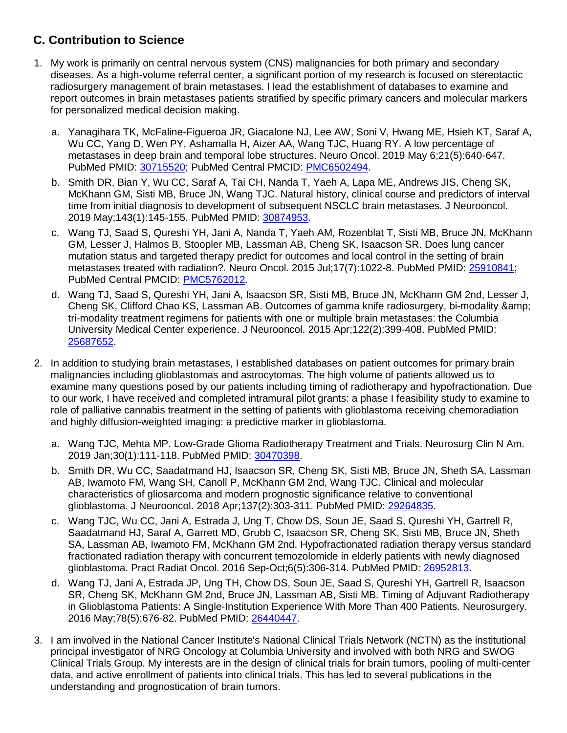## C. Contribution to Science

1. My work is primarily on central nervous system (CNS) malignancies for both primary and secondary diseases. As a high-volume referral center, a significant portion of my research is focused on stereotactic radiosurgery management of brain metastases. I lead the establishment of databases to examine and report outcomes in brain metastases patients stratified by specific primary cancers and molecular markers for personalized medical decision making.

   a. Yanagihara TK, McFaline-Figueroa JR, Giacalone NJ, Lee AW, Soni V, Hwang ME, Hsieh KT, Saraf A, Wu CC, Yang D, Wen PY, Ashamalla H, Aizer AA, Wang TJC, Huang RY. A low percentage of metastases in deep brain and temporal lobe structures. Neuro Oncol. 2019 May 6;21(5):640-647. PubMed PMID: 30715520; PubMed Central PMCID: PMC6502494.

   b. Smith DR, Bian Y, Wu CC, Saraf A, Tai CH, Nanda T, Yaeh A, Lapa ME, Andrews JIS, Cheng SK, McKhann GM, Sisti MB, Bruce JN, Wang TJC. Natural history, clinical course and predictors of interval time from initial diagnosis to development of subsequent NSCLC brain metastases. J Neurooncol. 2019 May;143(1):145-155. PubMed PMID: 30874953.

   c. Wang TJ, Saad S, Qureshi YH, Jani A, Nanda T, Yaeh AM, Rozenblat T, Sisti MB, Bruce JN, McKhann GM, Lesser J, Halmos B, Stoopler MB, Lassman AB, Cheng SK, Isaacson SR. Does lung cancer mutation status and targeted therapy predict for outcomes and local control in the setting of brain metastases treated with radiation?. Neuro Oncol. 2015 Jul;17(7):1022-8. PubMed PMID: 25910841; PubMed Central PMCID: PMC5762012.

   d. Wang TJ, Saad S, Qureshi YH, Jani A, Isaacson SR, Sisti MB, Bruce JN, McKhann GM 2nd, Lesser J, Cheng SK, Clifford Chao KS, Lassman AB. Outcomes of gamma knife radiosurgery, bi-modality &amp; tri-modality treatment regimens for patients with one or multiple brain metastases: the Columbia University Medical Center experience. J Neurooncol. 2015 Apr;122(2):399-408. PubMed PMID: 25687652.

2. In addition to studying brain metastases, I established databases on patient outcomes for primary brain malignancies including glioblastomas and astrocytomas. The high volume of patients allowed us to examine many questions posed by our patients including timing of radiotherapy and hypofractionation. Due to our work, I have received and completed intramural pilot grants: a phase I feasibility study to examine to role of palliative cannabis treatment in the setting of patients with glioblastoma receiving chemoradiation and highly diffusion-weighted imaging: a predictive marker in glioblastoma.

   a. Wang TJC, Mehta MP. Low-Grade Glioma Radiotherapy Treatment and Trials. Neurosurg Clin N Am. 2019 Jan;30(1):111-118. PubMed PMID: 30470398.

   b. Smith DR, Wu CC, Saadatmand HJ, Isaacson SR, Cheng SK, Sisti MB, Bruce JN, Sheth SA, Lassman AB, Iwamoto FM, Wang SH, Canoll P, McKhann GM 2nd, Wang TJC. Clinical and molecular characteristics of gliosarcoma and modern prognostic significance relative to conventional glioblastoma. J Neurooncol. 2018 Apr;137(2):303-311. PubMed PMID: 29264835.

   c. Wang TJC, Wu CC, Jani A, Estrada J, Ung T, Chow DS, Soun JE, Saad S, Qureshi YH, Gartrell R, Saadatmand HJ, Saraf A, Garrett MD, Grubb C, Isaacson SR, Cheng SK, Sisti MB, Bruce JN, Sheth SA, Lassman AB, Iwamoto FM, McKhann GM 2nd. Hypofractionated radiation therapy versus standard fractionated radiation therapy with concurrent temozolomide in elderly patients with newly diagnosed glioblastoma. Pract Radiat Oncol. 2016 Sep-Oct;6(5):306-314. PubMed PMID: 26952813.

   d. Wang TJ, Jani A, Estrada JP, Ung TH, Chow DS, Soun JE, Saad S, Qureshi YH, Gartrell R, Isaacson SR, Cheng SK, McKhann GM 2nd, Bruce JN, Lassman AB, Sisti MB. Timing of Adjuvant Radiotherapy in Glioblastoma Patients: A Single-Institution Experience With More Than 400 Patients. Neurosurgery. 2016 May;78(5):676-82. PubMed PMID: 26440447.

3. I am involved in the National Cancer Institute's National Clinical Trials Network (NCTN) as the institutional principal investigator of NRG Oncology at Columbia University and involved with both NRG and SWOG Clinical Trials Group. My interests are in the design of clinical trials for brain tumors, pooling of multi-center data, and active enrollment of patients into clinical trials. This has led to several publications in the understanding and prognostication of brain tumors.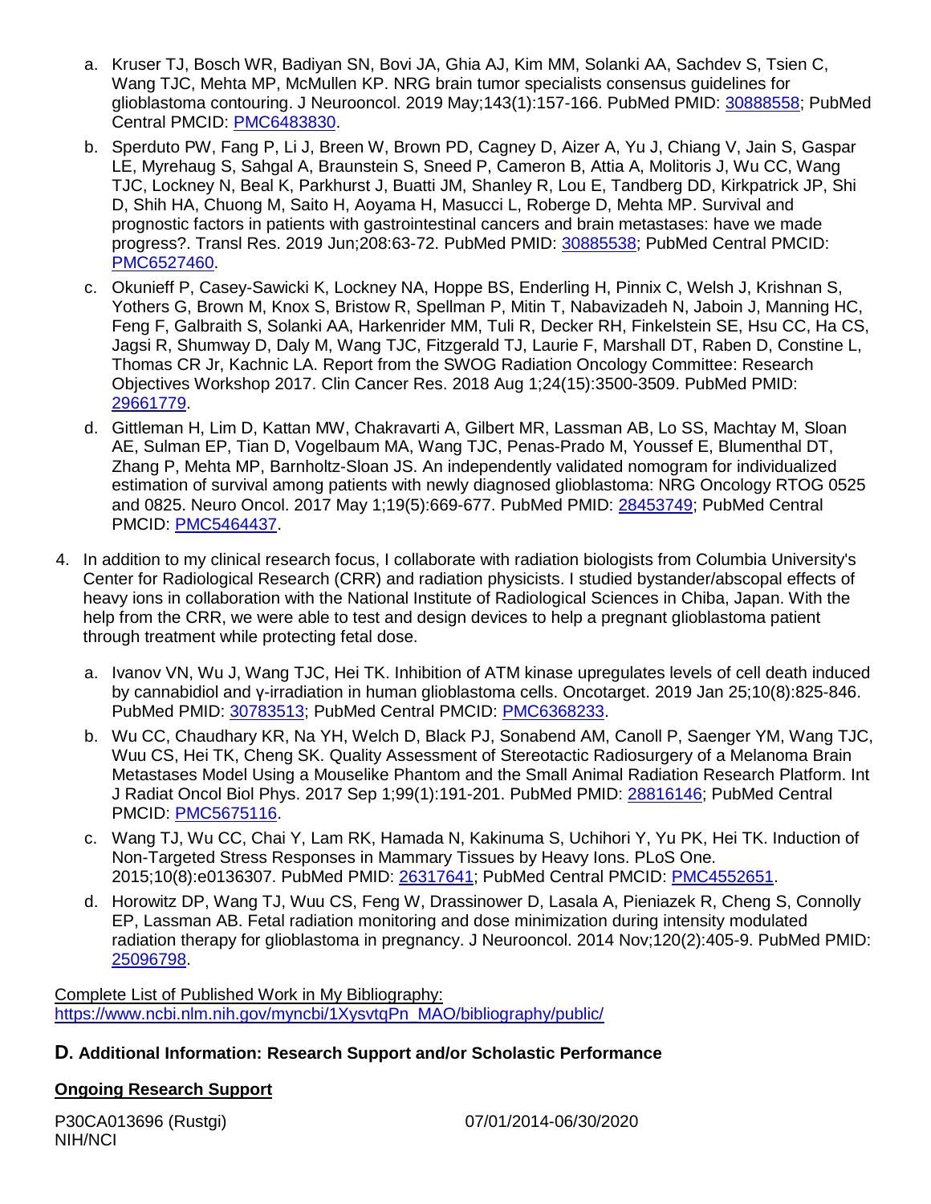a. Kruser TJ, Bosch WR, Badiyan SN, Bovi JA, Ghia AJ, Kim MM, Solanki AA, Sachdev S, Tsien C, Wang TJC, Mehta MP, McMullen KP. NRG brain tumor specialists consensus guidelines for glioblastoma contouring. J Neurooncol. 2019 May;143(1):157-166. PubMed PMID: 30888558; PubMed Central PMCID: PMC6483830.

b. Sperduto PW, Fang P, Li J, Breen W, Brown PD, Cagney D, Aizer A, Yu J, Chiang V, Jain S, Gaspar LE, Myrehaug S, Sahgal A, Braunstein S, Sneed P, Cameron B, Attia A, Molitoris J, Wu CC, Wang TJC, Lockney N, Beal K, Parkhurst J, Buatti JM, Shanley R, Lou E, Tandberg DD, Kirkpatrick JP, Shi D, Shih HA, Chuong M, Saito H, Aoyama H, Masucci L, Roberge D, Mehta MP. Survival and prognostic factors in patients with gastrointestinal cancers and brain metastases: have we made progress?. Transl Res. 2019 Jun;208:63-72. PubMed PMID: 30885538; PubMed Central PMCID: PMC6527460.

c. Okunieff P, Casey-Sawicki K, Lockney NA, Hoppe BS, Enderling H, Pinnix C, Welsh J, Krishnan S, Yothers G, Brown M, Knox S, Bristow R, Spellman P, Mitin T, Nabavizadeh N, Jaboin J, Manning HC, Feng F, Galbraith S, Solanki AA, Harkenrider MM, Tuli R, Decker RH, Finkelstein SE, Hsu CC, Ha CS, Jagsi R, Shumway D, Daly M, Wang TJC, Fitzgerald TJ, Laurie F, Marshall DT, Raben D, Constine L, Thomas CR Jr, Kachnic LA. Report from the SWOG Radiation Oncology Committee: Research Objectives Workshop 2017. Clin Cancer Res. 2018 Aug 1;24(15):3500-3509. PubMed PMID: 29661779.

d. Gittleman H, Lim D, Kattan MW, Chakravarti A, Gilbert MR, Lassman AB, Lo SS, Machtay M, Sloan AE, Sulman EP, Tian D, Vogelbaum MA, Wang TJC, Penas-Prado M, Youssef E, Blumenthal DT, Zhang P, Mehta MP, Barnholtz-Sloan JS. An independently validated nomogram for individualized estimation of survival among patients with newly diagnosed glioblastoma: NRG Oncology RTOG 0525 and 0825. Neuro Oncol. 2017 May 1;19(5):669-677. PubMed PMID: 28453749; PubMed Central PMCID: PMC5464437.

4. In addition to my clinical research focus, I collaborate with radiation biologists from Columbia University's Center for Radiological Research (CRR) and radiation physicists. I studied bystander/abscopal effects of heavy ions in collaboration with the National Institute of Radiological Sciences in Chiba, Japan. With the help from the CRR, we were able to test and design devices to help a pregnant glioblastoma patient through treatment while protecting fetal dose.

   a. Ivanov VN, Wu J, Wang TJC, Hei TK. Inhibition of ATM kinase upregulates levels of cell death induced by cannabidiol and γ-irradiation in human glioblastoma cells. Oncotarget. 2019 Jan 25;10(8):825-846. PubMed PMID: 30783513; PubMed Central PMCID: PMC6368233.

   b. Wu CC, Chaudhary KR, Na YH, Welch D, Black PJ, Sonabend AM, Canoll P, Saenger YM, Wang TJC, Wuu CS, Hei TK, Cheng SK. Quality Assessment of Stereotactic Radiosurgery of a Melanoma Brain Metastases Model Using a Mouselike Phantom and the Small Animal Radiation Research Platform. Int J Radiat Oncol Biol Phys. 2017 Sep 1;99(1):191-201. PubMed PMID: 28816146; PubMed Central PMCID: PMC5675116.

   c. Wang TJ, Wu CC, Chai Y, Lam RK, Hamada N, Kakinuma S, Uchihori Y, Yu PK, Hei TK. Induction of Non-Targeted Stress Responses in Mammary Tissues by Heavy Ions. PLoS One. 2015;10(8):e0136307. PubMed PMID: 26317641; PubMed Central PMCID: PMC4552651.

   d. Horowitz DP, Wang TJ, Wuu CS, Feng W, Drassinower D, Lasala A, Pieniazek R, Cheng S, Connolly EP, Lassman AB. Fetal radiation monitoring and dose minimization during intensity modulated radiation therapy for glioblastoma in pregnancy. J Neurooncol. 2014 Nov;120(2):405-9. PubMed PMID: 25096798.

Complete List of Published Work in My Bibliography:
https://www.ncbi.nlm.nih.gov/myncbi/1XysvtqPn_MAO/bibliography/public/

## D. Additional Information: Research Support and/or Scholastic Performance

### Ongoing Research Support

P30CA013696 (Rustgi) 07/01/2014-06/30/2020
NIH/NCI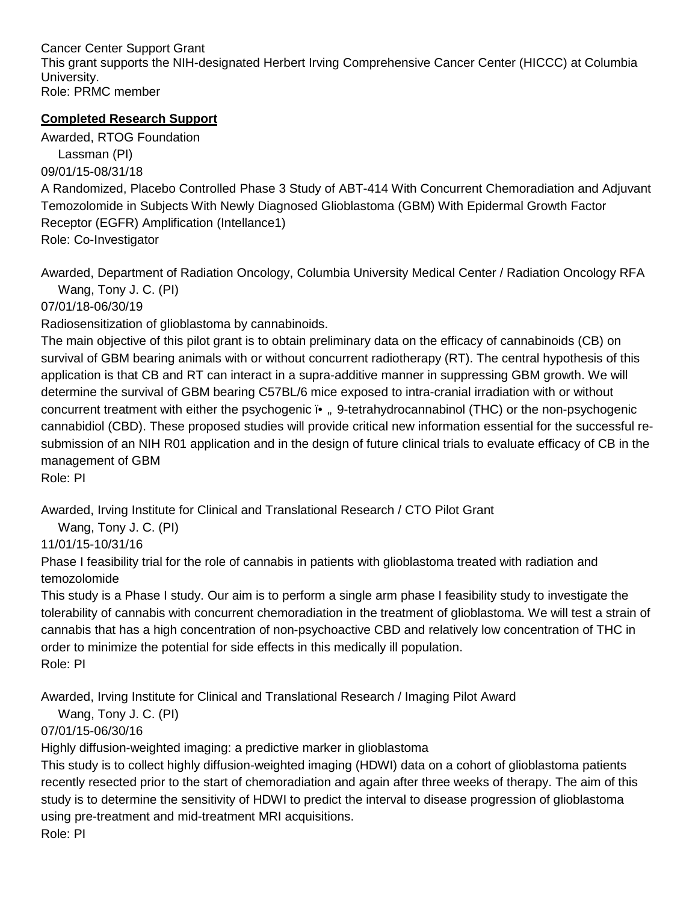Cancer Center Support Grant
This grant supports the NIH-designated Herbert Irving Comprehensive Cancer Center (HICCC) at Columbia University.
Role: PRMC member

**Completed Research Support**

Awarded, RTOG Foundation
Lassman (PI)
09/01/15-08/31/18
A Randomized, Placebo Controlled Phase 3 Study of ABT-414 With Concurrent Chemoradiation and Adjuvant Temozolomide in Subjects With Newly Diagnosed Glioblastoma (GBM) With Epidermal Growth Factor Receptor (EGFR) Amplification (Intellance1)
Role: Co-Investigator

Awarded, Department of Radiation Oncology, Columbia University Medical Center / Radiation Oncology RFA
Wang, Tony J. C. (PI)
07/01/18-06/30/19
Radiosensitization of glioblastoma by cannabinoids.
The main objective of this pilot grant is to obtain preliminary data on the efficacy of cannabinoids (CB) on survival of GBM bearing animals with or without concurrent radiotherapy (RT). The central hypothesis of this application is that CB and RT can interact in a supra-additive manner in suppressing GBM growth. We will determine the survival of GBM bearing C57BL/6 mice exposed to intra-cranial irradiation with or without concurrent treatment with either the psychogenic ï• „ 9-tetrahydrocannabinol (THC) or the non-psychogenic cannabidiol (CBD). These proposed studies will provide critical new information essential for the successful re-submission of an NIH R01 application and in the design of future clinical trials to evaluate efficacy of CB in the management of GBM
Role: PI

Awarded, Irving Institute for Clinical and Translational Research / CTO Pilot Grant
Wang, Tony J. C. (PI)
11/01/15-10/31/16
Phase I feasibility trial for the role of cannabis in patients with glioblastoma treated with radiation and temozolomide
This study is a Phase I study. Our aim is to perform a single arm phase I feasibility study to investigate the tolerability of cannabis with concurrent chemoradiation in the treatment of glioblastoma. We will test a strain of cannabis that has a high concentration of non-psychoactive CBD and relatively low concentration of THC in order to minimize the potential for side effects in this medically ill population.
Role: PI

Awarded, Irving Institute for Clinical and Translational Research / Imaging Pilot Award
Wang, Tony J. C. (PI)
07/01/15-06/30/16
Highly diffusion-weighted imaging: a predictive marker in glioblastoma
This study is to collect highly diffusion-weighted imaging (HDWI) data on a cohort of glioblastoma patients recently resected prior to the start of chemoradiation and again after three weeks of therapy. The aim of this study is to determine the sensitivity of HDWI to predict the interval to disease progression of glioblastoma using pre-treatment and mid-treatment MRI acquisitions.
Role: PI